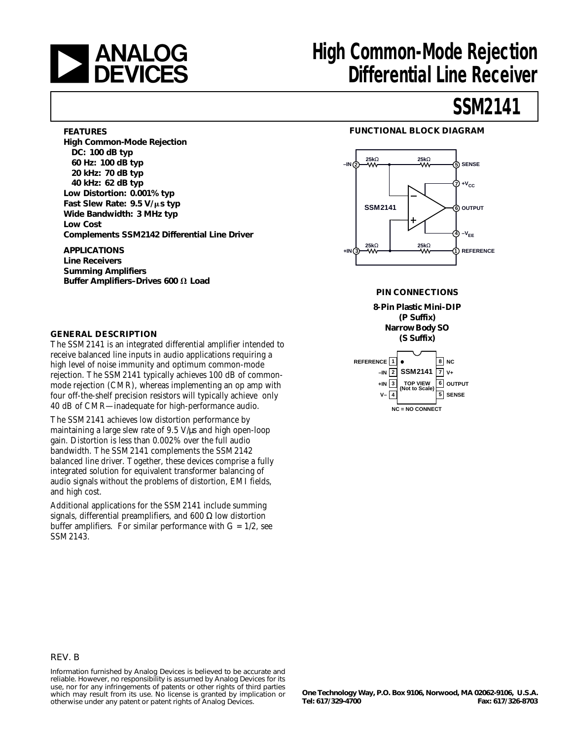# High Common-Mode Rejection Differential Line Receiver

# SSM2141

## FEATURES

**High Common-Mode Rejection**
**DC: 100 dB typ**
**60 Hz: 100 dB typ**
**20 kHz: 70 dB typ**
**40 kHz: 62 dB typ**
**Low Distortion: 0.001% typ**
**Fast Slew Rate: 9.5 V/μs typ**
**Wide Bandwidth: 3 MHz typ**
**Low Cost**
**Complements SSM2142 Differential Line Driver**

## APPLICATIONS

**Line Receivers**
**Summing Amplifiers**
**Buffer Amplifiers–Drives 600 Ω Load**

## FUNCTIONAL BLOCK DIAGRAM

SSM2141: –IN (2) — 25kΩ — 25kΩ — (5) SENSE; +IN (3) — 25kΩ — 25kΩ — (1) REFERENCE; (7) $+V_{CC}$; (6) OUTPUT; (4) $–V_{EE}$

## PIN CONNECTIONS

**8-Pin Plastic Mini-DIP (P Suffix)**
**Narrow Body SO (S Suffix)**

| Pin | Name | Pin | Name |
|---|---|---|---|
| 1 | REFERENCE | 8 | NC |
| 2 | –IN | 7 | V+ |
| 3 | +IN | 6 | OUTPUT |
| 4 | V– | 5 | SENSE |

TOP VIEW (Not to Scale)

NC = NO CONNECT

## GENERAL DESCRIPTION

The SSM2141 is an integrated differential amplifier intended to receive balanced line inputs in audio applications requiring a high level of noise immunity and optimum common-mode rejection. The SSM2141 typically achieves 100 dB of common-mode rejection (CMR), whereas implementing an op amp with four off-the-shelf precision resistors will typically achieve only 40 dB of CMR—inadequate for high-performance audio.

The SSM2141 achieves low distortion performance by maintaining a large slew rate of 9.5 V/μs and high open-loop gain. Distortion is less than 0.002% over the full audio bandwidth. The SSM2141 complements the SSM2142 balanced line driver. Together, these devices comprise a fully integrated solution for equivalent transformer balancing of audio signals without the problems of distortion, EMI fields, and high cost.

Additional applications for the SSM2141 include summing signals, differential preamplifiers, and 600 Ω low distortion buffer amplifiers. For similar performance with G = 1/2, see SSM2143.

REV. B

Information furnished by Analog Devices is believed to be accurate and reliable. However, no responsibility is assumed by Analog Devices for its use, nor for any infringements of patents or other rights of third parties which may result from its use. No license is granted by implication or otherwise under any patent or patent rights of Analog Devices.

**One Technology Way, P.O. Box 9106, Norwood, MA 02062-9106, U.S.A.**
**Tel: 617/329-4700 Fax: 617/326-8703**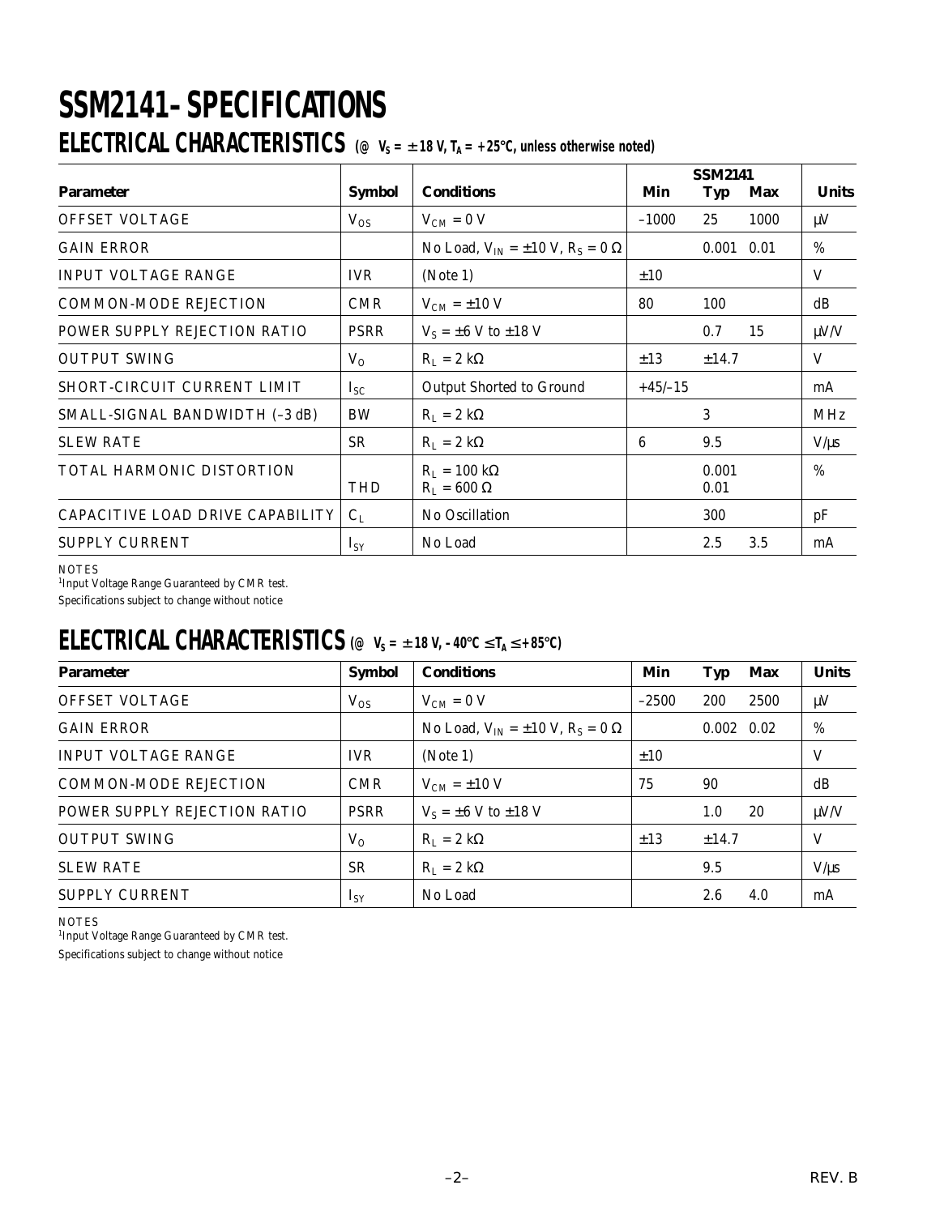# SSM2141–SPECIFICATIONS

## ELECTRICAL CHARACTERISTICS (@ $V_S$ = ±18 V, $T_A$ = +25°C, unless otherwise noted)

| Parameter | Symbol | Conditions | SSM2141 Min | SSM2141 Typ | SSM2141 Max | Units |
|---|---|---|---|---|---|---|
| OFFSET VOLTAGE | $V_{OS}$ | $V_{CM}$ = 0 V | –1000 | 25 | 1000 | μV |
| GAIN ERROR | | No Load, $V_{IN}$ = ±10 V, $R_S$ = 0 Ω | | 0.001 | 0.01 | % |
| INPUT VOLTAGE RANGE | IVR | (Note 1) | ±10 | | | V |
| COMMON-MODE REJECTION | CMR | $V_{CM}$ = ±10 V | 80 | 100 | | dB |
| POWER SUPPLY REJECTION RATIO | PSRR | $V_S$ = ±6 V to ±18 V | | 0.7 | 15 | μV/V |
| OUTPUT SWING | $V_O$ | $R_L$ = 2 kΩ | ±13 | ±14.7 | | V |
| SHORT-CIRCUIT CURRENT LIMIT | $I_{SC}$ | Output Shorted to Ground | +45/–15 | | | mA |
| SMALL-SIGNAL BANDWIDTH (–3 dB) | BW | $R_L$ = 2 kΩ | | 3 | | MHz |
| SLEW RATE | SR | $R_L$ = 2 kΩ | 6 | 9.5 | | V/μs |
| TOTAL HARMONIC DISTORTION | THD | $R_L$ = 100 kΩ<br>$R_L$ = 600 Ω | | 0.001<br>0.01 | | % |
| CAPACITIVE LOAD DRIVE CAPABILITY | $C_L$ | No Oscillation | | 300 | | pF |
| SUPPLY CURRENT | $I_{SY}$ | No Load | | 2.5 | 3.5 | mA |

NOTES
[1]Input Voltage Range Guaranteed by CMR test.
Specifications subject to change without notice

## ELECTRICAL CHARACTERISTICS (@ $V_S$ = ±18 V, –40°C ≤ $T_A$ ≤ +85°C)

| Parameter | Symbol | Conditions | Min | Typ | Max | Units |
|---|---|---|---|---|---|---|
| OFFSET VOLTAGE | $V_{OS}$ | $V_{CM}$ = 0 V | –2500 | 200 | 2500 | μV |
| GAIN ERROR | | No Load, $V_{IN}$ = ±10 V, $R_S$ = 0 Ω | | 0.002 | 0.02 | % |
| INPUT VOLTAGE RANGE | IVR | (Note 1) | ±10 | | | V |
| COMMON-MODE REJECTION | CMR | $V_{CM}$ = ±10 V | 75 | 90 | | dB |
| POWER SUPPLY REJECTION RATIO | PSRR | $V_S$ = ±6 V to ±18 V | | 1.0 | 20 | μV/V |
| OUTPUT SWING | $V_O$ | $R_L$ = 2 kΩ | ±13 | ±14.7 | | V |
| SLEW RATE | SR | $R_L$ = 2 kΩ | | 9.5 | | V/μs |
| SUPPLY CURRENT | $I_{SY}$ | No Load | | 2.6 | 4.0 | mA |

NOTES
[1]Input Voltage Range Guaranteed by CMR test.
Specifications subject to change without notice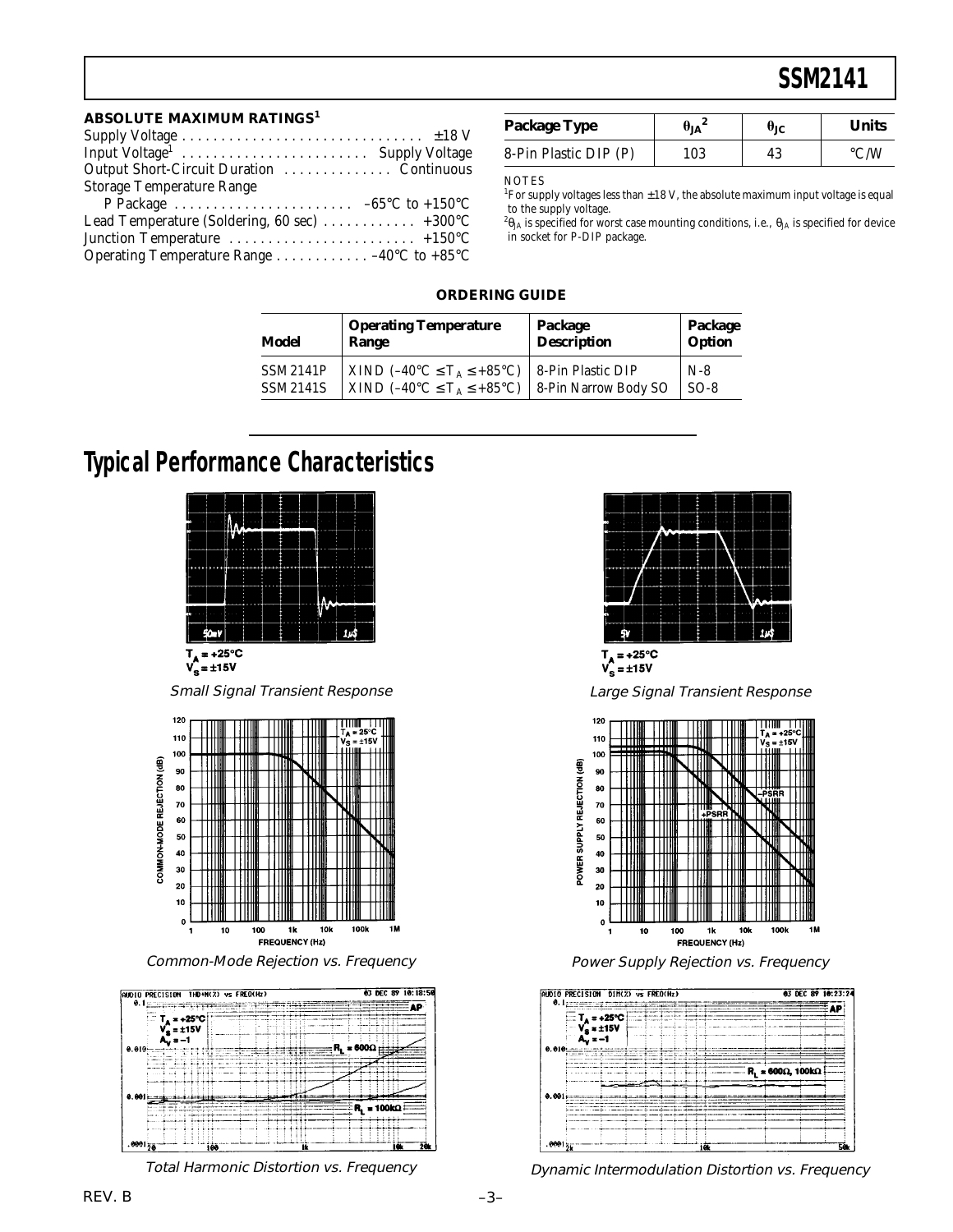## ABSOLUTE MAXIMUM RATINGS[1]

Supply Voltage . . . . . . . . . . . . . . . . . . . . . . . . . . . . . . . ±18 V
Input Voltage[1] . . . . . . . . . . . . . . . . . . . . . . . . Supply Voltage
Output Short-Circuit Duration . . . . . . . . . . . . . . Continuous
Storage Temperature Range
  P Package . . . . . . . . . . . . . . . . . . . . . . . . –65°C to +150°C
Lead Temperature (Soldering, 60 sec) . . . . . . . . . . . . +300°C
Junction Temperature . . . . . . . . . . . . . . . . . . . . . . . . +150°C
Operating Temperature Range . . . . . . . . . . . . –40°C to +85°C

| Package Type | $\theta_{JA}$[2] | $\theta_{JC}$ | Units |
|---|---|---|---|
| 8-Pin Plastic DIP (P) | 103 | 43 | °C/W |

NOTES
[1]For supply voltages less than ±18 V, the absolute maximum input voltage is equal to the supply voltage.
[2]$\theta_{JA}$ is specified for worst case mounting conditions, i.e., $\theta_{JA}$ is specified for device in socket for P-DIP package.

## ORDERING GUIDE

| Model | Operating Temperature Range | Package Description | Package Option |
|---|---|---|---|
| SSM2141P | XIND (–40°C ≤ $T_A$ ≤ +85°C) | 8-Pin Plastic DIP | N-8 |
| SSM2141S | XIND (–40°C ≤ $T_A$ ≤ +85°C) | 8-Pin Narrow Body SO | SO-8 |

# Typical Performance Characteristics

$T_A$ = +25°C
$V_S$ = ±15V

*Small Signal Transient Response*

$T_A$ = +25°C
$V_S$ = ±15V

*Large Signal Transient Response*

*Common-Mode Rejection vs. Frequency*

*Power Supply Rejection vs. Frequency*

*Total Harmonic Distortion vs. Frequency*

*Dynamic Intermodulation Distortion vs. Frequency*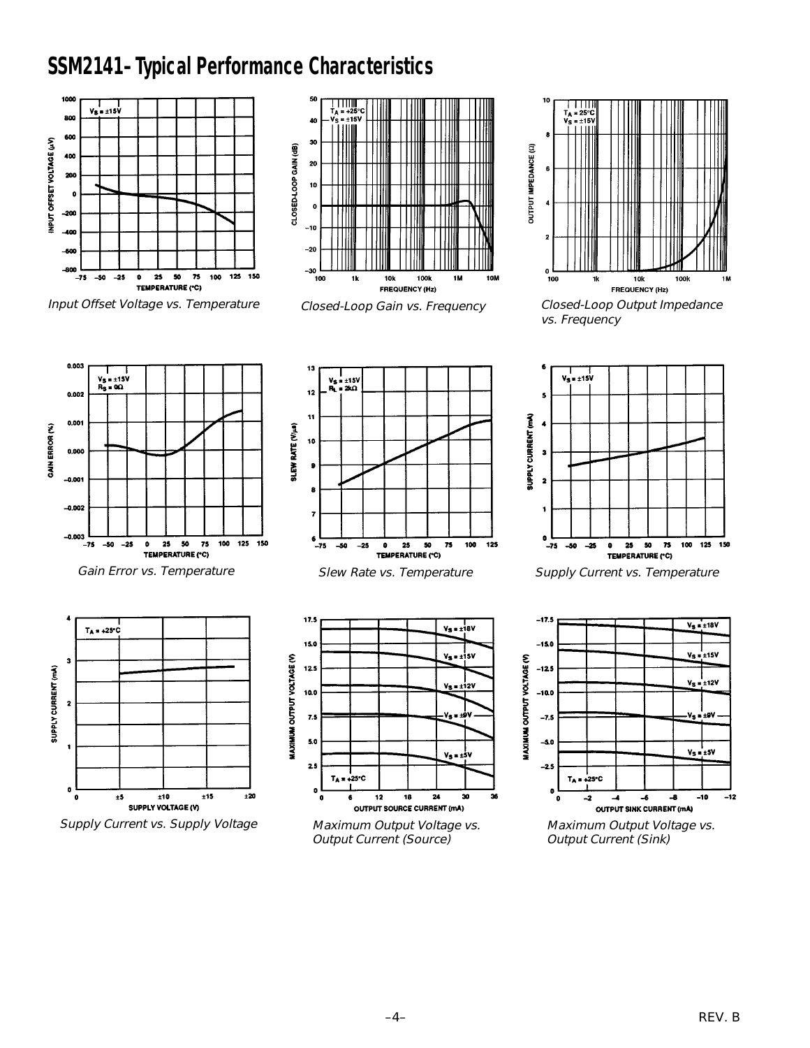# SSM2141–Typical Performance Characteristics

Input Offset Voltage vs. Temperature

Closed-Loop Gain vs. Frequency

Closed-Loop Output Impedance vs. Frequency

Gain Error vs. Temperature

Slew Rate vs. Temperature

Supply Current vs. Temperature

Supply Current vs. Supply Voltage

Maximum Output Voltage vs. Output Current (Source)

Maximum Output Voltage vs. Output Current (Sink)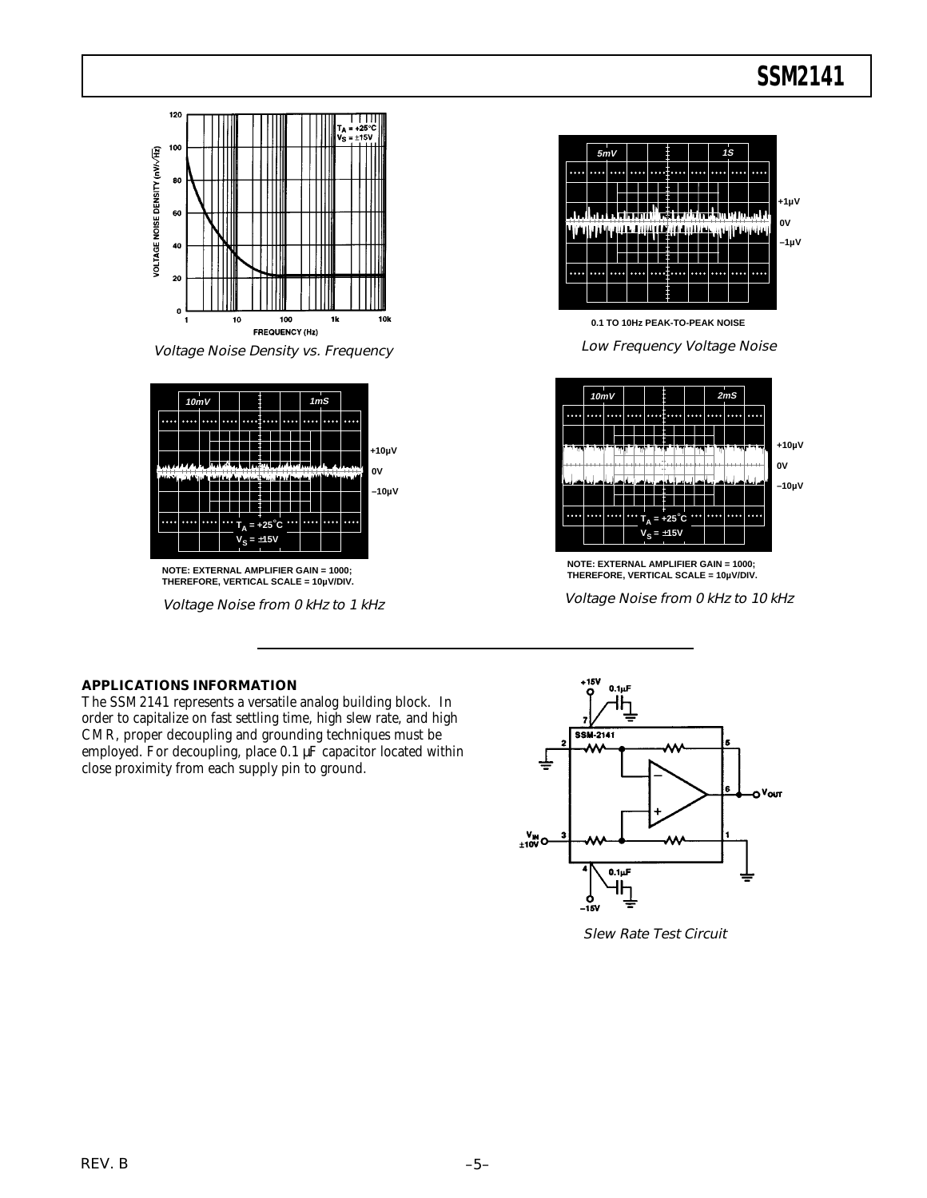Voltage Noise Density vs. Frequency

0.1 TO 10Hz PEAK-TO-PEAK NOISE

Low Frequency Voltage Noise

NOTE: EXTERNAL AMPLIFIER GAIN = 1000; THEREFORE, VERTICAL SCALE = 10μV/DIV.

Voltage Noise from 0 kHz to 1 kHz

NOTE: EXTERNAL AMPLIFIER GAIN = 1000; THEREFORE, VERTICAL SCALE = 10μV/DIV.

Voltage Noise from 0 kHz to 10 kHz

## APPLICATIONS INFORMATION

The SSM2141 represents a versatile analog building block. In order to capitalize on fast settling time, high slew rate, and high CMR, proper decoupling and grounding techniques must be employed. For decoupling, place 0.1 μF capacitor located within close proximity from each supply pin to ground.

Slew Rate Test Circuit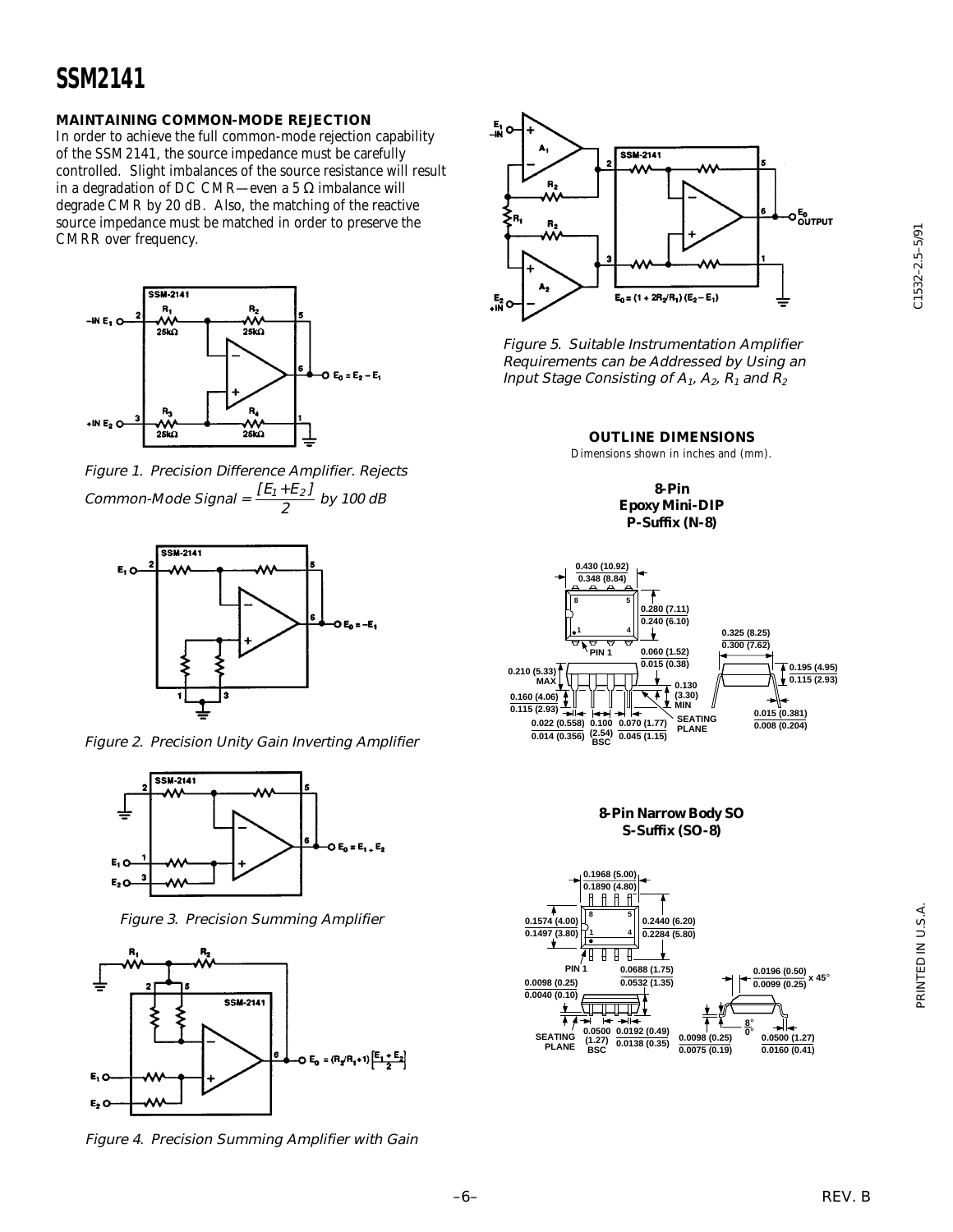## MAINTAINING COMMON-MODE REJECTION

In order to achieve the full common-mode rejection capability of the SSM2141, the source impedance must be carefully controlled. Slight imbalances of the source resistance will result in a degradation of DC CMR—even a 5 Ω imbalance will degrade CMR by 20 dB. Also, the matching of the reactive source impedance must be matched in order to preserve the CMRR over frequency.

SSM-2141
$R_1$ 25kΩ
$R_2$ 25kΩ
$R_3$ 25kΩ
$R_4$ 25kΩ
–IN $E_1$
+IN $E_2$
$E_0 = E_2 - E_1$

*Figure 1. Precision Difference Amplifier. Rejects Common-Mode Signal =* $\frac{[E_1+E_2]}{2}$ *by 100 dB*

SSM-2141
$E_1$
$E_0 = -E_1$

*Figure 2. Precision Unity Gain Inverting Amplifier*

SSM-2141
$E_1$
$E_2$
$E_0 = E_1 + E_2$

*Figure 3. Precision Summing Amplifier*

SSM-2141
$R_1$
$R_2$
$E_1$
$E_2$
$E_0 = (R_2/R_1+1)\left[\frac{E_1+E_2}{2}\right]$

*Figure 4. Precision Summing Amplifier with Gain*

$E_1$ –IN
$E_2$ +IN
$A_1$
$A_2$
$R_1$
$R_2$
SSM-2141
OUTPUT
$E_0 = (1 + 2R_2/R_1)(E_2 - E_1)$

*Figure 5. Suitable Instrumentation Amplifier Requirements can be Addressed by Using an Input Stage Consisting of* $A_1$, $A_2$, $R_1$ *and* $R_2$

## OUTLINE DIMENSIONS

Dimensions shown in inches and (mm).

**8-Pin Epoxy Mini-DIP P-Suffix (N-8)**

0.430 (10.92)
0.348 (8.84)
0.280 (7.11)
0.240 (6.10)
PIN 1
0.060 (1.52)
0.015 (0.38)
0.325 (8.25)
0.300 (7.62)
0.195 (4.95)
0.115 (2.93)
0.210 (5.33) MAX
0.160 (4.06)
0.115 (2.93)
0.130 (3.30) MIN
0.022 (0.558)
0.014 (0.356)
0.100 (2.54) BSC
0.070 (1.77)
0.045 (1.15)
SEATING PLANE
0.015 (0.381)
0.008 (0.204)

**8-Pin Narrow Body SO S-Suffix (SO-8)**

0.1968 (5.00)
0.1890 (4.80)
0.1574 (4.00)
0.1497 (3.80)
0.2440 (6.20)
0.2284 (5.80)
PIN 1
0.0688 (1.75)
0.0532 (1.35)
0.0098 (0.25)
0.0040 (0.10)
0.0196 (0.50)
0.0099 (0.25) x 45°
SEATING PLANE
0.0500 (1.27) BSC
0.0192 (0.49)
0.0138 (0.35)
8°
0°
0.0098 (0.25)
0.0075 (0.19)
0.0500 (1.27)
0.0160 (0.41)

C1532–2.5–5/91

PRINTED IN U.S.A.